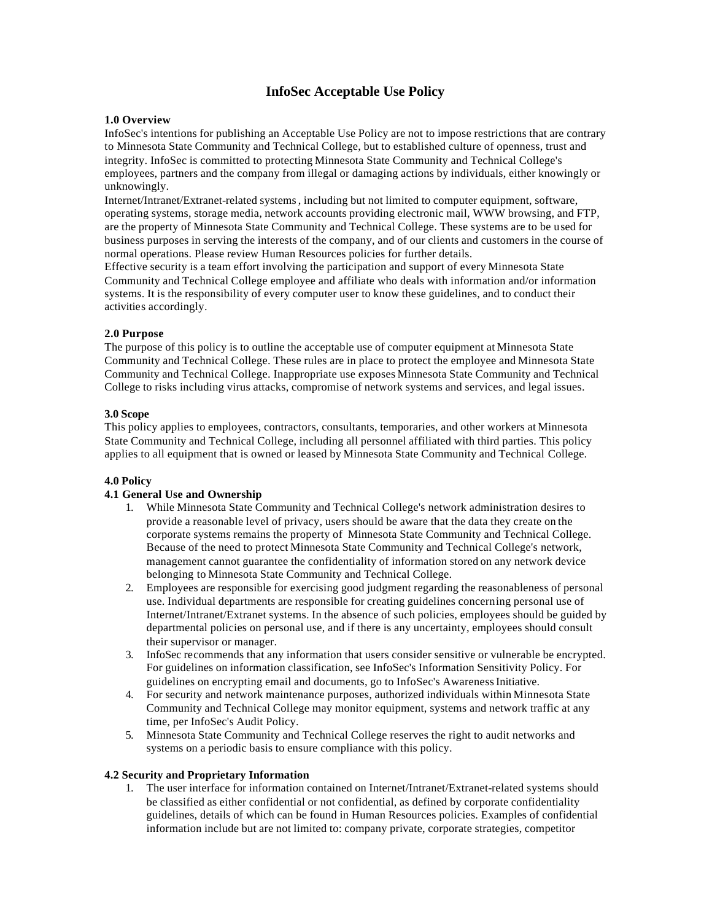# InfoSec Acceptable Use Policy

### 1.0 Overview

InfoSec's intentions for publishing an Acceptable Use Policy are not to impose restrictions that are contrary to Minnesota State Community and Technical College, but to established culture of openness, trust and integrity. InfoSec is committed to protecting Minnesota State Community and Technical College's employees, partners and the company from illegal or damaging actions by individuals, either knowingly or unknowingly.

Internet/Intranet/Extranet-related systems, including but not limited to computer equipment, software, operating systems, storage media, network accounts providing electronic mail, WWW browsing, and FTP, are the property of Minnesota State Community and Technical College. These systems are to be used for business purposes in serving the interests of the company, and of our clients and customers in the course of normal operations. Please review Human Resources policies for further details.

Effective security is a team effort involving the participation and support of every Minnesota State Community and Technical College employee and affiliate who deals with information and/or information systems. It is the responsibility of every computer user to know these guidelines, and to conduct their activities accordingly.

### 2.0 Purpose

The purpose of this policy is to outline the acceptable use of computer equipment at Minnesota State Community and Technical College. These rules are in place to protect the employee and Minnesota State Community and Technical College. Inappropriate use exposes Minnesota State Community and Technical College to risks including virus attacks, compromise of network systems and services, and legal issues.

### 3.0 Scope

This policy applies to employees, contractors, consultants, temporaries, and other workers at Minnesota State Community and Technical College, including all personnel affiliated with third parties. This policy applies to all equipment that is owned or leased by Minnesota State Community and Technical College.

### 4.0 Policy

#### 4.1 General Use and Ownership

1. While Minnesota State Community and Technical College's network administration desires to provide a reasonable level of privacy, users should be aware that the data they create on the corporate systems remains the property of Minnesota State Community and Technical College. Because of the need to protect Minnesota State Community and Technical College's network, management cannot guarantee the confidentiality of information stored on any network device belonging to Minnesota State Community and Technical College.
2. Employees are responsible for exercising good judgment regarding the reasonableness of personal use. Individual departments are responsible for creating guidelines concerning personal use of Internet/Intranet/Extranet systems. In the absence of such policies, employees should be guided by departmental policies on personal use, and if there is any uncertainty, employees should consult their supervisor or manager.
3. InfoSec recommends that any information that users consider sensitive or vulnerable be encrypted. For guidelines on information classification, see InfoSec's Information Sensitivity Policy. For guidelines on encrypting email and documents, go to InfoSec's Awareness Initiative.
4. For security and network maintenance purposes, authorized individuals within Minnesota State Community and Technical College may monitor equipment, systems and network traffic at any time, per InfoSec's Audit Policy.
5. Minnesota State Community and Technical College reserves the right to audit networks and systems on a periodic basis to ensure compliance with this policy.

#### 4.2 Security and Proprietary Information

1. The user interface for information contained on Internet/Intranet/Extranet-related systems should be classified as either confidential or not confidential, as defined by corporate confidentiality guidelines, details of which can be found in Human Resources policies. Examples of confidential information include but are not limited to: company private, corporate strategies, competitor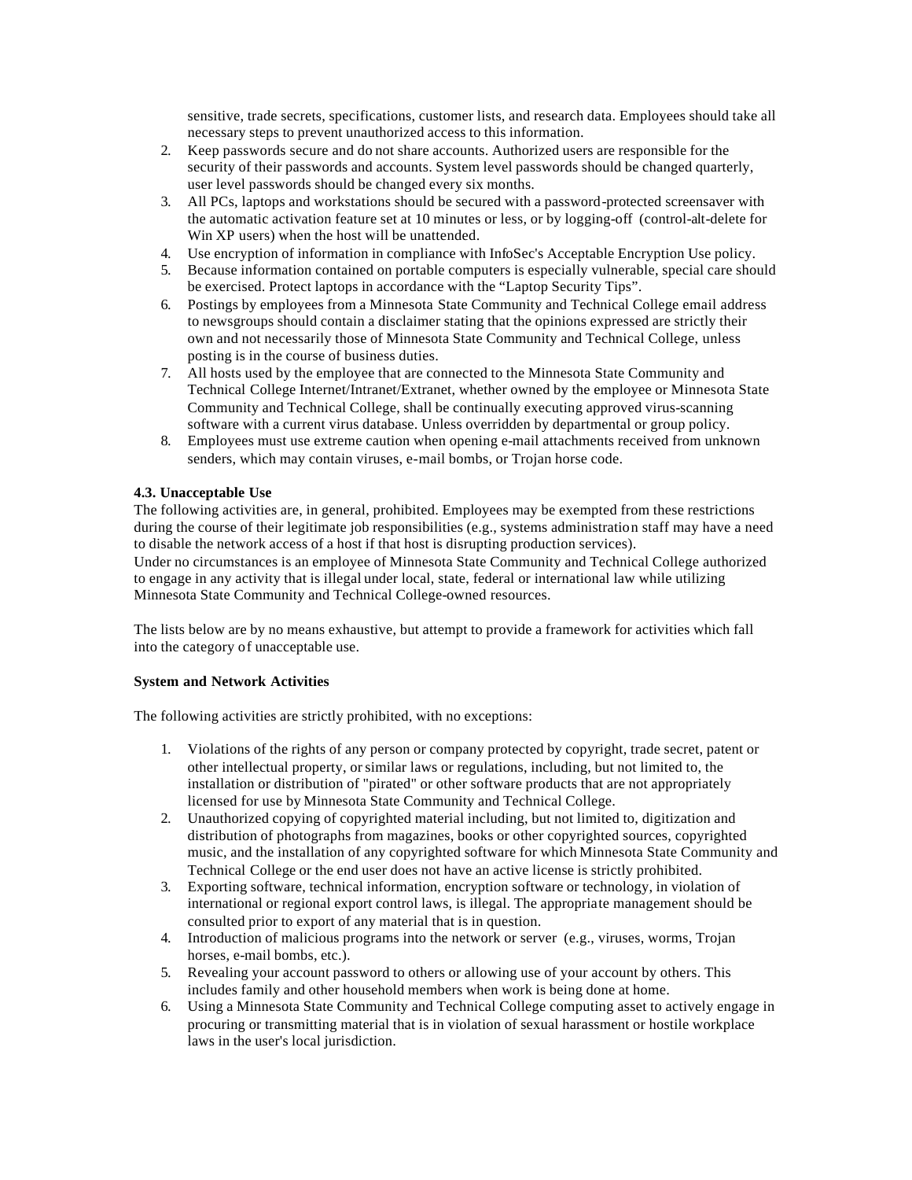sensitive, trade secrets, specifications, customer lists, and research data. Employees should take all necessary steps to prevent unauthorized access to this information.

2. Keep passwords secure and do not share accounts. Authorized users are responsible for the security of their passwords and accounts. System level passwords should be changed quarterly, user level passwords should be changed every six months.
3. All PCs, laptops and workstations should be secured with a password-protected screensaver with the automatic activation feature set at 10 minutes or less, or by logging-off (control-alt-delete for Win XP users) when the host will be unattended.
4. Use encryption of information in compliance with InfoSec's Acceptable Encryption Use policy.
5. Because information contained on portable computers is especially vulnerable, special care should be exercised. Protect laptops in accordance with the "Laptop Security Tips".
6. Postings by employees from a Minnesota State Community and Technical College email address to newsgroups should contain a disclaimer stating that the opinions expressed are strictly their own and not necessarily those of Minnesota State Community and Technical College, unless posting is in the course of business duties.
7. All hosts used by the employee that are connected to the Minnesota State Community and Technical College Internet/Intranet/Extranet, whether owned by the employee or Minnesota State Community and Technical College, shall be continually executing approved virus-scanning software with a current virus database. Unless overridden by departmental or group policy.
8. Employees must use extreme caution when opening e-mail attachments received from unknown senders, which may contain viruses, e-mail bombs, or Trojan horse code.

**4.3. Unacceptable Use**

The following activities are, in general, prohibited. Employees may be exempted from these restrictions during the course of their legitimate job responsibilities (e.g., systems administration staff may have a need to disable the network access of a host if that host is disrupting production services).

Under no circumstances is an employee of Minnesota State Community and Technical College authorized to engage in any activity that is illegal under local, state, federal or international law while utilizing Minnesota State Community and Technical College-owned resources.

The lists below are by no means exhaustive, but attempt to provide a framework for activities which fall into the category of unacceptable use.

**System and Network Activities**

The following activities are strictly prohibited, with no exceptions:

1. Violations of the rights of any person or company protected by copyright, trade secret, patent or other intellectual property, or similar laws or regulations, including, but not limited to, the installation or distribution of "pirated" or other software products that are not appropriately licensed for use by Minnesota State Community and Technical College.
2. Unauthorized copying of copyrighted material including, but not limited to, digitization and distribution of photographs from magazines, books or other copyrighted sources, copyrighted music, and the installation of any copyrighted software for which Minnesota State Community and Technical College or the end user does not have an active license is strictly prohibited.
3. Exporting software, technical information, encryption software or technology, in violation of international or regional export control laws, is illegal. The appropriate management should be consulted prior to export of any material that is in question.
4. Introduction of malicious programs into the network or server (e.g., viruses, worms, Trojan horses, e-mail bombs, etc.).
5. Revealing your account password to others or allowing use of your account by others. This includes family and other household members when work is being done at home.
6. Using a Minnesota State Community and Technical College computing asset to actively engage in procuring or transmitting material that is in violation of sexual harassment or hostile workplace laws in the user's local jurisdiction.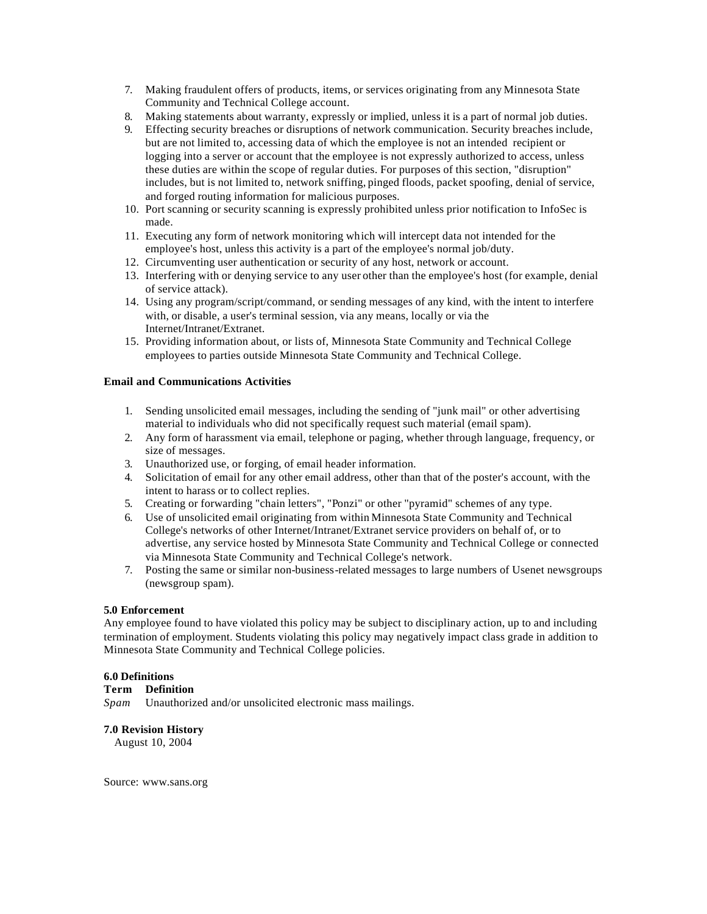7. Making fraudulent offers of products, items, or services originating from any Minnesota State Community and Technical College account.
8. Making statements about warranty, expressly or implied, unless it is a part of normal job duties.
9. Effecting security breaches or disruptions of network communication. Security breaches include, but are not limited to, accessing data of which the employee is not an intended recipient or logging into a server or account that the employee is not expressly authorized to access, unless these duties are within the scope of regular duties. For purposes of this section, "disruption" includes, but is not limited to, network sniffing, pinged floods, packet spoofing, denial of service, and forged routing information for malicious purposes.
10. Port scanning or security scanning is expressly prohibited unless prior notification to InfoSec is made.
11. Executing any form of network monitoring which will intercept data not intended for the employee's host, unless this activity is a part of the employee's normal job/duty.
12. Circumventing user authentication or security of any host, network or account.
13. Interfering with or denying service to any user other than the employee's host (for example, denial of service attack).
14. Using any program/script/command, or sending messages of any kind, with the intent to interfere with, or disable, a user's terminal session, via any means, locally or via the Internet/Intranet/Extranet.
15. Providing information about, or lists of, Minnesota State Community and Technical College employees to parties outside Minnesota State Community and Technical College.

**Email and Communications Activities**

1. Sending unsolicited email messages, including the sending of "junk mail" or other advertising material to individuals who did not specifically request such material (email spam).
2. Any form of harassment via email, telephone or paging, whether through language, frequency, or size of messages.
3. Unauthorized use, or forging, of email header information.
4. Solicitation of email for any other email address, other than that of the poster's account, with the intent to harass or to collect replies.
5. Creating or forwarding "chain letters", "Ponzi" or other "pyramid" schemes of any type.
6. Use of unsolicited email originating from within Minnesota State Community and Technical College's networks of other Internet/Intranet/Extranet service providers on behalf of, or to advertise, any service hosted by Minnesota State Community and Technical College or connected via Minnesota State Community and Technical College's network.
7. Posting the same or similar non-business-related messages to large numbers of Usenet newsgroups (newsgroup spam).

**5.0 Enforcement**

Any employee found to have violated this policy may be subject to disciplinary action, up to and including termination of employment. Students violating this policy may negatively impact class grade in addition to Minnesota State Community and Technical College policies.

**6.0 Definitions**

| Term | Definition |
|---|---|
| *Spam* | Unauthorized and/or unsolicited electronic mass mailings. |

**7.0 Revision History**

August 10, 2004

Source: www.sans.org